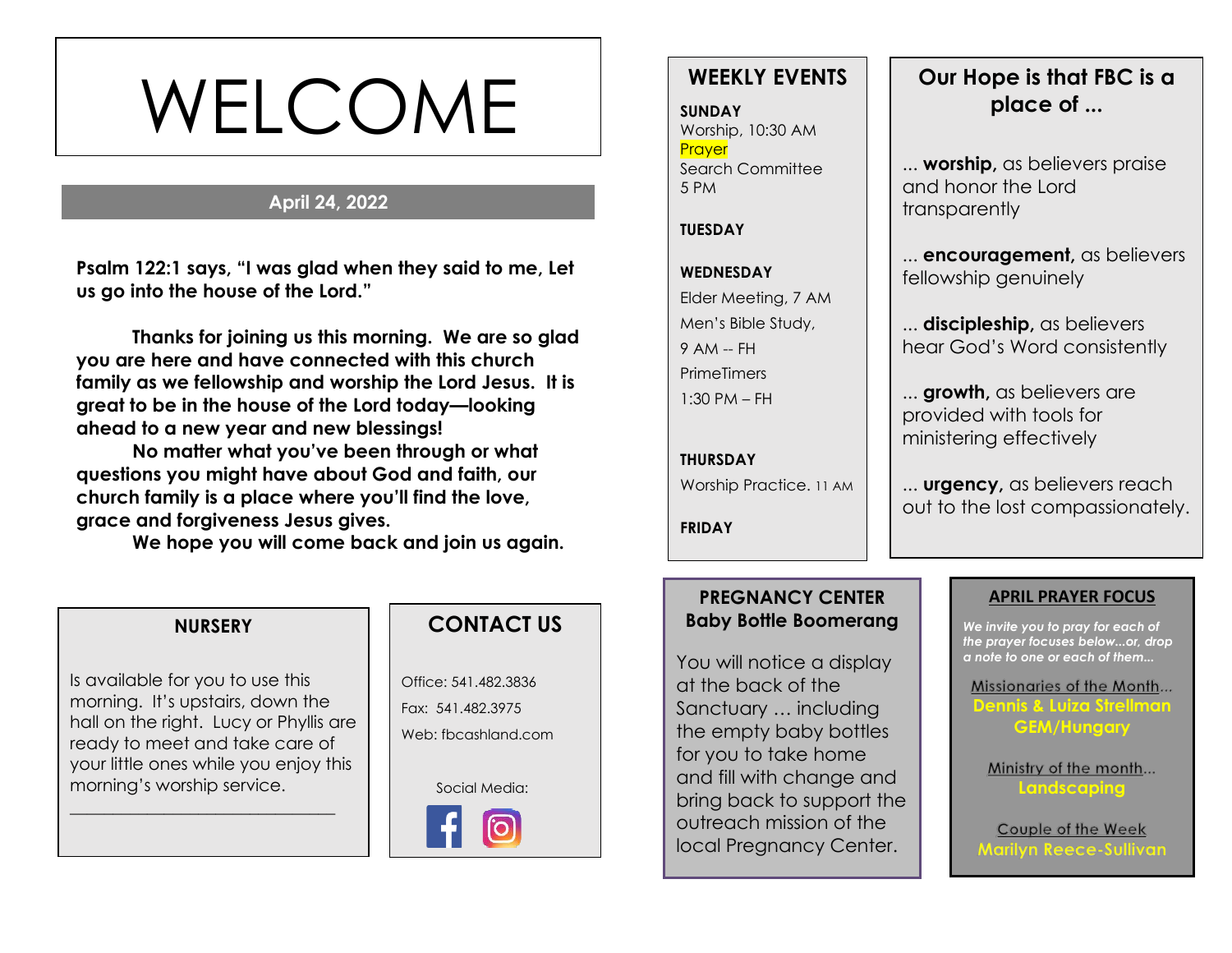# WELCOME

**April 24, 2022**

**Psalm 122:1 says, "I was glad when they said to me, Let us go into the house of the Lord."**

**Thanks for joining us this morning. We are so glad you are here and have connected with this church family as we fellowship and worship the Lord Jesus. It is great to be in the house of the Lord today—looking ahead to a new year and new blessings!**

**No matter what you've been through or what questions you might have about God and faith, our church family is a place where you'll find the love, grace and forgiveness Jesus gives.**

**We hope you will come back and join us again.**

## NURSERY

Is available for you to use this morning. It's upstairs, down the hall on the right. Lucy or Phyllis are ready to meet and take care of your little ones while you enjoy this morning's worship service.

______________________________

## CONTACT US

Office: 541.482.3836

Fax: 541.482.3975

Web: fbcashland.com

Social Media:

## WEEKLY EVENTS

**SUNDAY**
Worship, 10:30 AM
Prayer
Search Committee
5 PM

**TUESDAY**

**WEDNESDAY**
Elder Meeting, 7 AM
Men's Bible Study,
9 AM -- FH
PrimeTimers
1:30 PM – FH

**THURSDAY**
Worship Practice. 11 AM

**FRIDAY**

## Our Hope is that FBC is a place of ...

... **worship,** as believers praise and honor the Lord transparently

... **encouragement,** as believers fellowship genuinely

... **discipleship,** as believers hear God's Word consistently

... **growth,** as believers are provided with tools for ministering effectively

... **urgency,** as believers reach out to the lost compassionately.

## PREGNANCY CENTER
## Baby Bottle Boomerang

You will notice a display at the back of the Sanctuary ... including the empty baby bottles for you to take home and fill with change and bring back to support the outreach mission of the local Pregnancy Center.

## APRIL PRAYER FOCUS

*We invite you to pray for each of the prayer focuses below...or, drop a note to one or each of them...*

Missionaries of the Month...
**Dennis & Luiza Strellman**
**GEM/Hungary**

Ministry of the month...
**Landscaping**

Couple of the Week
**Marilyn Reece-Sullivan**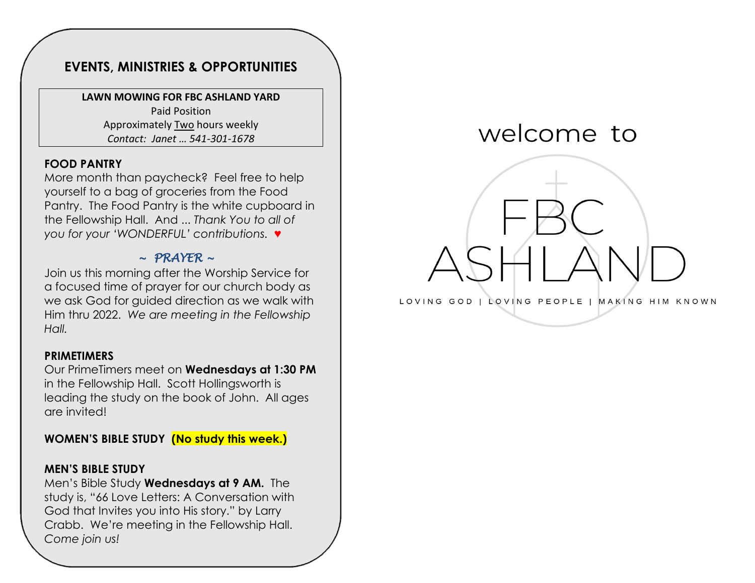## EVENTS, MINISTRIES & OPPORTUNITIES

**LAWN MOWING FOR FBC ASHLAND YARD**
Paid Position
Approximately Two hours weekly
*Contact: Janet … 541-301-1678*

**FOOD PANTRY**
More month than paycheck? Feel free to help yourself to a bag of groceries from the Food Pantry. The Food Pantry is the white cupboard in the Fellowship Hall. And ... *Thank You to all of you for your 'WONDERFUL' contributions.* ♥

*~ PRAYER ~*

Join us this morning after the Worship Service for a focused time of prayer for our church body as we ask God for guided direction as we walk with Him thru 2022. *We are meeting in the Fellowship Hall.*

**PRIMETIMERS**
Our PrimeTimers meet on **Wednesdays at 1:30 PM** in the Fellowship Hall. Scott Hollingsworth is leading the study on the book of John. All ages are invited!

**WOMEN'S BIBLE STUDY (No study this week.)**

**MEN'S BIBLE STUDY**
Men's Bible Study **Wednesdays at 9 AM.** The study is, "66 Love Letters: A Conversation with God that Invites you into His story." by Larry Crabb. We're meeting in the Fellowship Hall. *Come join us!*

welcome to

FBC ASHLAND

LOVING GOD | LOVING PEOPLE | MAKING HIM KNOWN